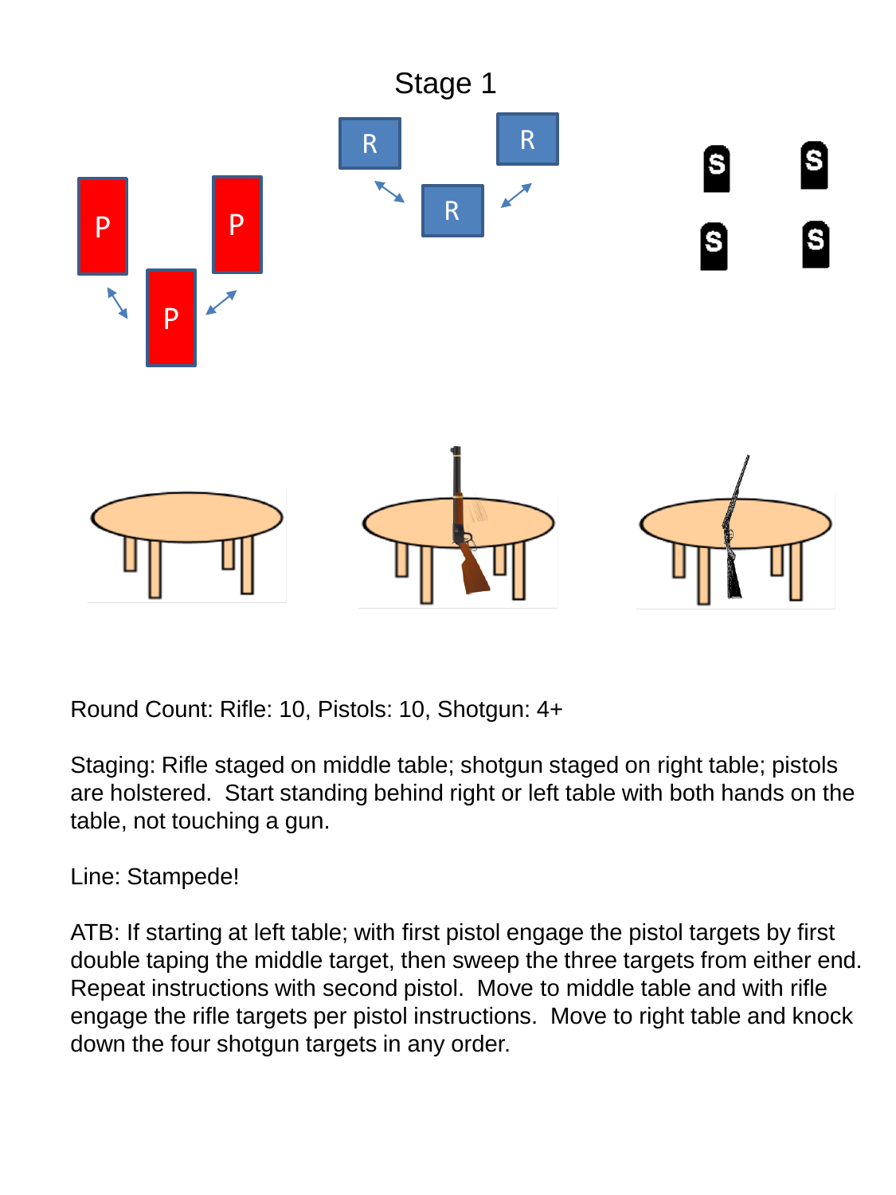# Stage 1

Round Count: Rifle: 10, Pistols: 10, Shotgun: 4+

Staging: Rifle staged on middle table; shotgun staged on right table; pistols are holstered. Start standing behind right or left table with both hands on the table, not touching a gun.

Line: Stampede!

ATB: If starting at left table; with first pistol engage the pistol targets by first double taping the middle target, then sweep the three targets from either end. Repeat instructions with second pistol. Move to middle table and with rifle engage the rifle targets per pistol instructions. Move to right table and knock down the four shotgun targets in any order.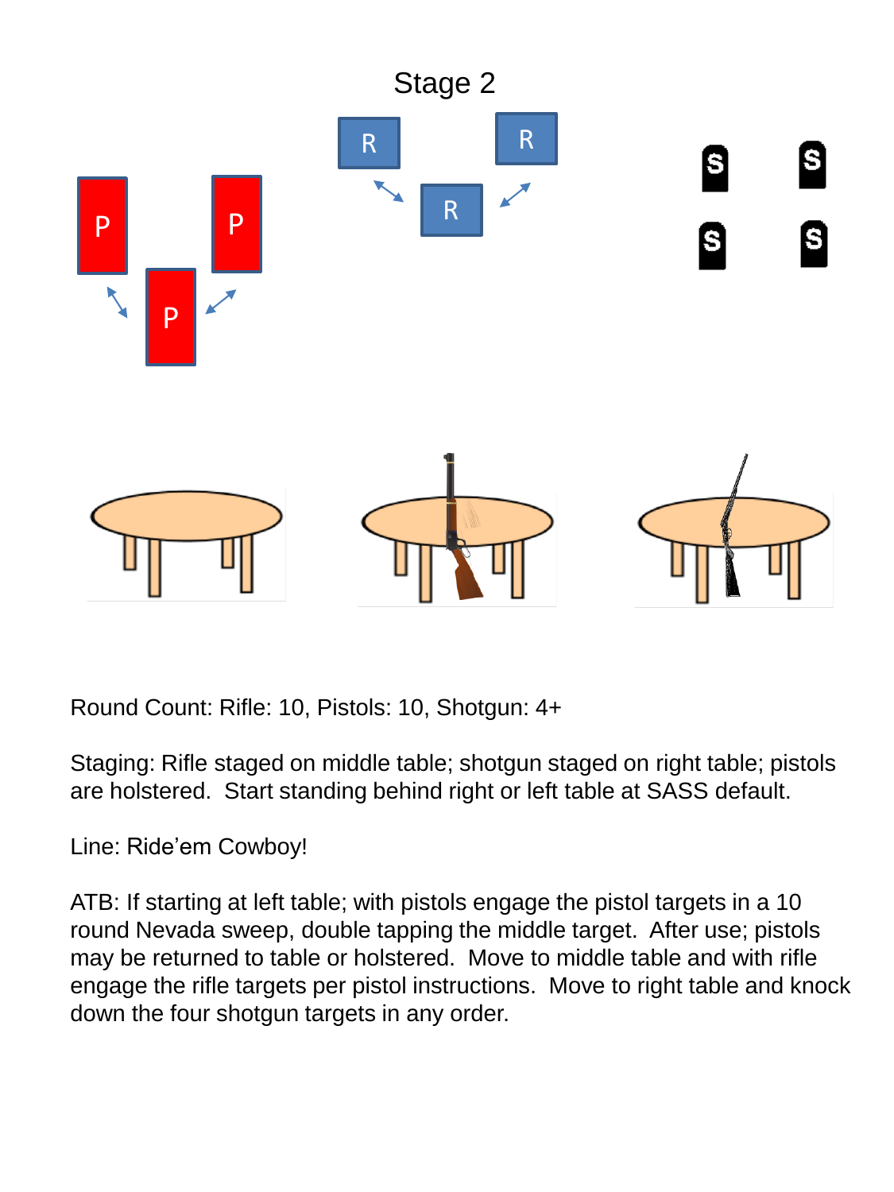# Stage 2

Round Count: Rifle: 10, Pistols: 10, Shotgun: 4+

Staging: Rifle staged on middle table; shotgun staged on right table; pistols are holstered. Start standing behind right or left table at SASS default.

Line: Ride'em Cowboy!

ATB: If starting at left table; with pistols engage the pistol targets in a 10 round Nevada sweep, double tapping the middle target. After use; pistols may be returned to table or holstered. Move to middle table and with rifle engage the rifle targets per pistol instructions. Move to right table and knock down the four shotgun targets in any order.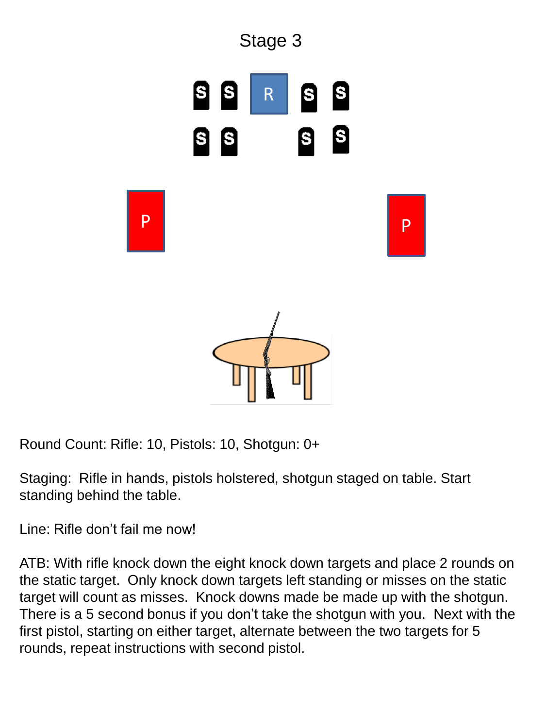# Stage 3

Round Count: Rifle: 10, Pistols: 10, Shotgun: 0+

Staging: Rifle in hands, pistols holstered, shotgun staged on table. Start standing behind the table.

Line: Rifle don't fail me now!

ATB: With rifle knock down the eight knock down targets and place 2 rounds on the static target. Only knock down targets left standing or misses on the static target will count as misses. Knock downs made be made up with the shotgun. There is a 5 second bonus if you don't take the shotgun with you. Next with the first pistol, starting on either target, alternate between the two targets for 5 rounds, repeat instructions with second pistol.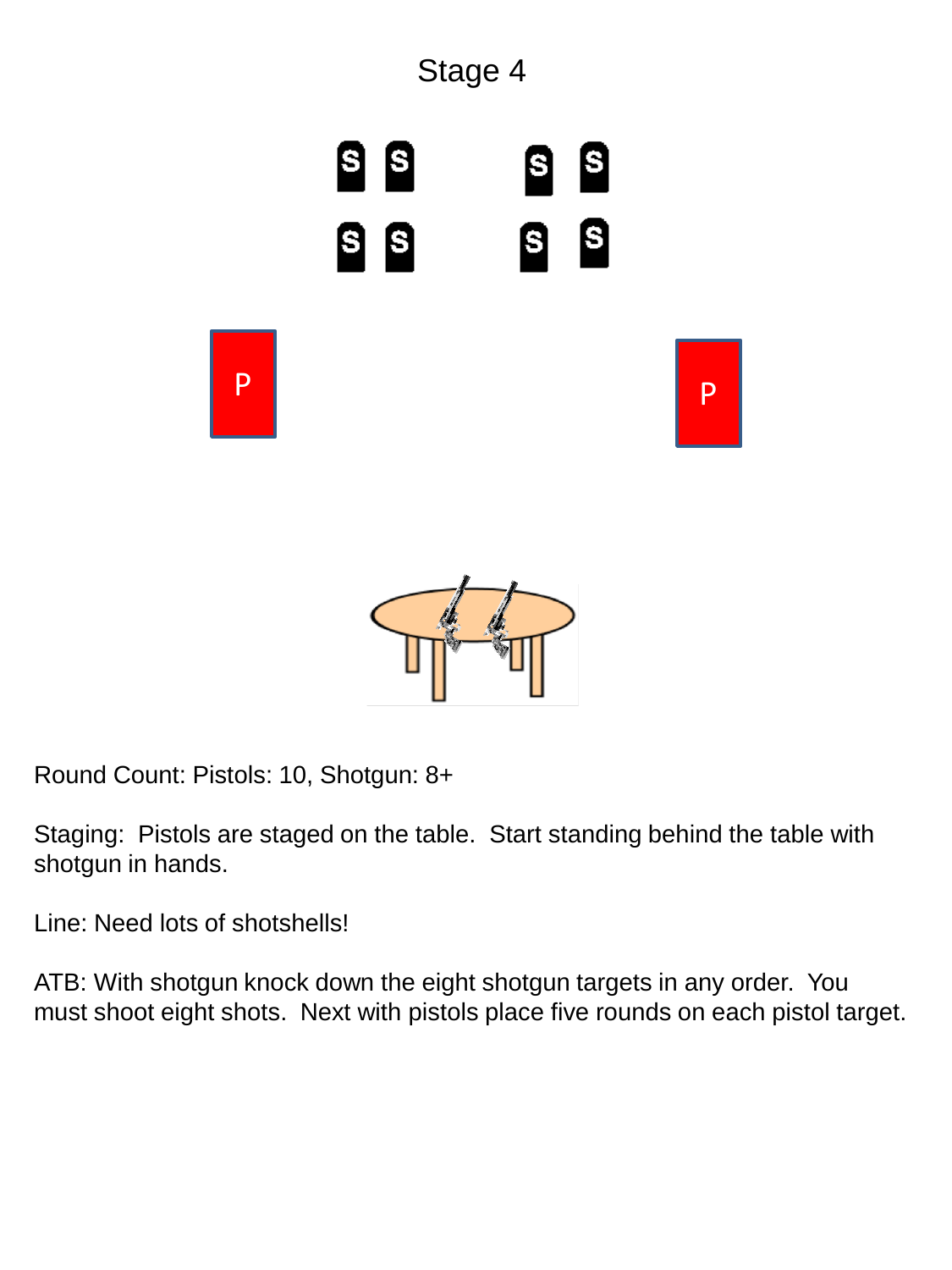# Stage 4

Round Count: Pistols: 10, Shotgun: 8+

Staging: Pistols are staged on the table. Start standing behind the table with shotgun in hands.

Line: Need lots of shotshells!

ATB: With shotgun knock down the eight shotgun targets in any order. You must shoot eight shots. Next with pistols place five rounds on each pistol target.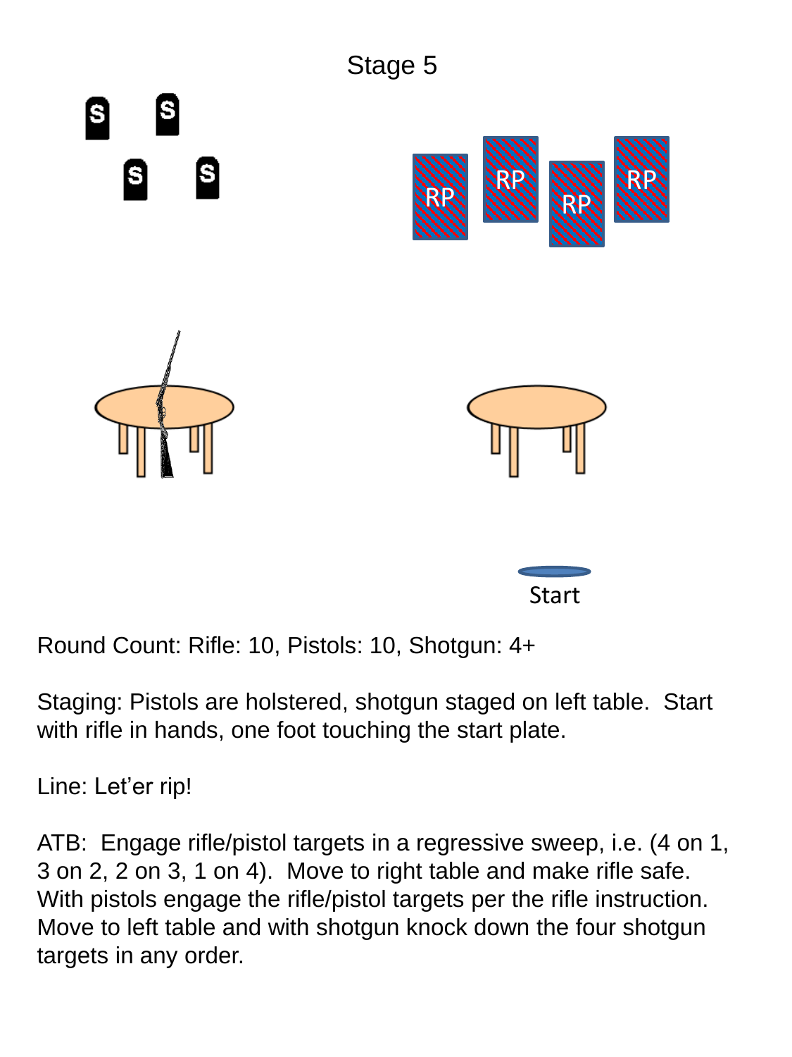# Stage 5

Round Count: Rifle: 10, Pistols: 10, Shotgun: 4+

Staging: Pistols are holstered, shotgun staged on left table. Start with rifle in hands, one foot touching the start plate.

Line: Let'er rip!

ATB: Engage rifle/pistol targets in a regressive sweep, i.e. (4 on 1, 3 on 2, 2 on 3, 1 on 4). Move to right table and make rifle safe. With pistols engage the rifle/pistol targets per the rifle instruction. Move to left table and with shotgun knock down the four shotgun targets in any order.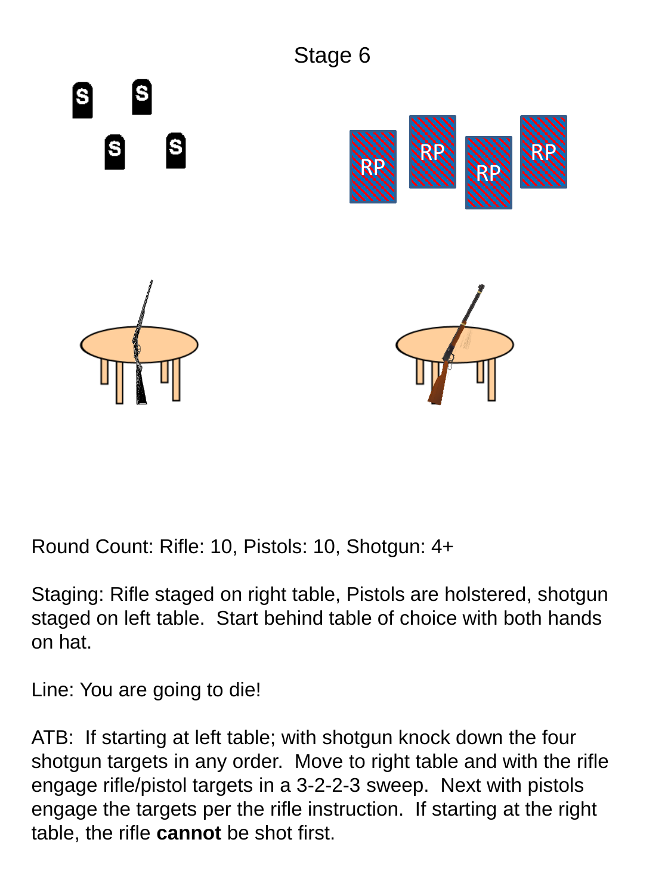# Stage 6

S S S S

RP RP RP RP

Round Count: Rifle: 10, Pistols: 10, Shotgun: 4+

Staging: Rifle staged on right table, Pistols are holstered, shotgun staged on left table. Start behind table of choice with both hands on hat.

Line: You are going to die!

ATB: If starting at left table; with shotgun knock down the four shotgun targets in any order. Move to right table and with the rifle engage rifle/pistol targets in a 3-2-2-3 sweep. Next with pistols engage the targets per the rifle instruction. If starting at the right table, the rifle **cannot** be shot first.